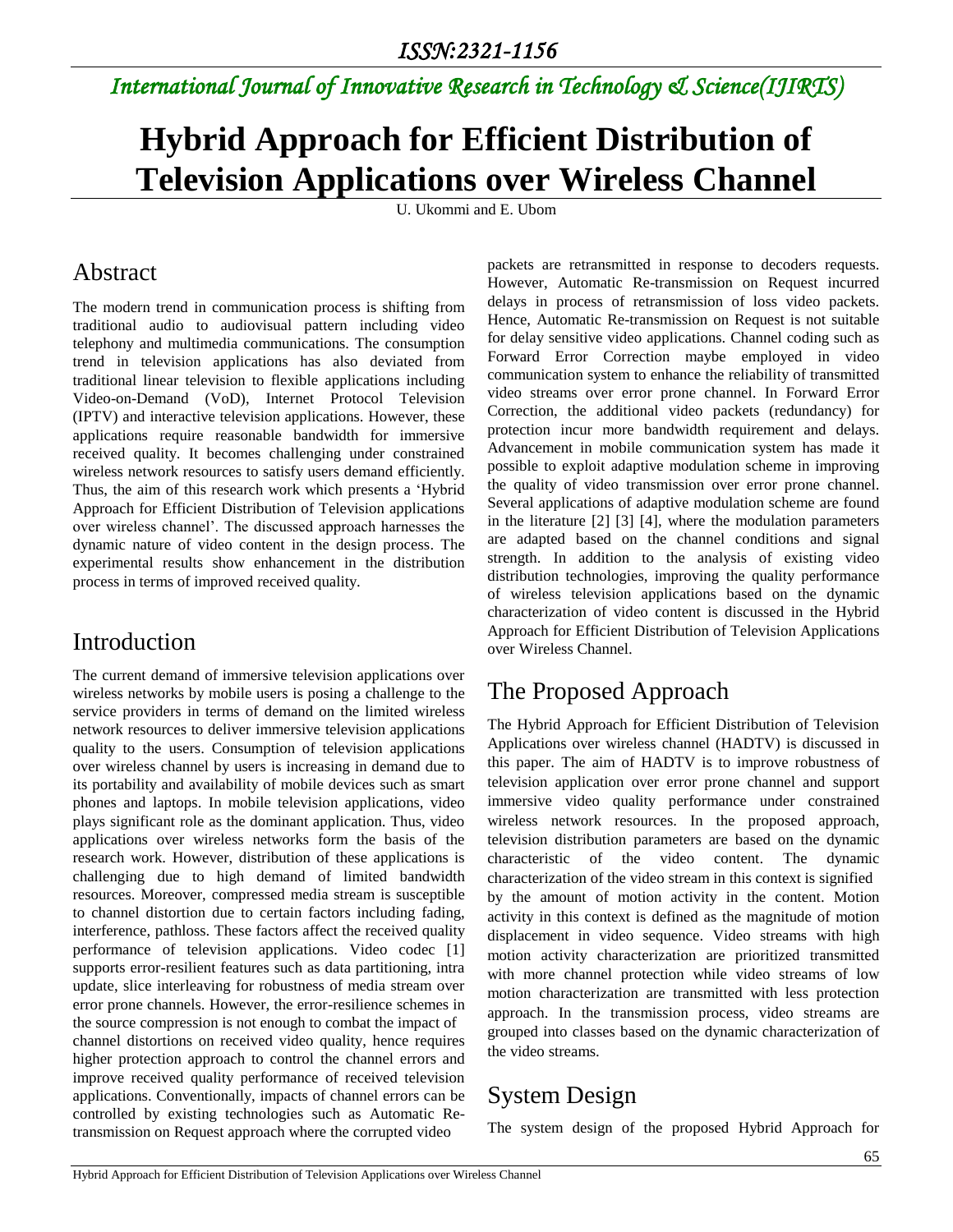# Hybrid Approach for Efficient Distribution of Television Applications over Wireless Channel

U. Ukommi and E. Ubom

## Abstract

The modern trend in communication process is shifting from traditional audio to audiovisual pattern including video telephony and multimedia communications. The consumption trend in television applications has also deviated from traditional linear television to flexible applications including Video-on-Demand (VoD), Internet Protocol Television (IPTV) and interactive television applications. However, these applications require reasonable bandwidth for immersive received quality. It becomes challenging under constrained wireless network resources to satisfy users demand efficiently. Thus, the aim of this research work which presents a 'Hybrid Approach for Efficient Distribution of Television applications over wireless channel'. The discussed approach harnesses the dynamic nature of video content in the design process. The experimental results show enhancement in the distribution process in terms of improved received quality.

## Introduction

The current demand of immersive television applications over wireless networks by mobile users is posing a challenge to the service providers in terms of demand on the limited wireless network resources to deliver immersive television applications quality to the users. Consumption of television applications over wireless channel by users is increasing in demand due to its portability and availability of mobile devices such as smart phones and laptops. In mobile television applications, video plays significant role as the dominant application. Thus, video applications over wireless networks form the basis of the research work. However, distribution of these applications is challenging due to high demand of limited bandwidth resources. Moreover, compressed media stream is susceptible to channel distortion due to certain factors including fading, interference, pathloss. These factors affect the received quality performance of television applications. Video codec [1] supports error-resilient features such as data partitioning, intra update, slice interleaving for robustness of media stream over error prone channels. However, the error-resilience schemes in the source compression is not enough to combat the impact of channel distortions on received video quality, hence requires higher protection approach to control the channel errors and improve received quality performance of received television applications. Conventionally, impacts of channel errors can be controlled by existing technologies such as Automatic Re-transmission on Request approach where the corrupted video packets are retransmitted in response to decoders requests. However, Automatic Re-transmission on Request incurred delays in process of retransmission of loss video packets. Hence, Automatic Re-transmission on Request is not suitable for delay sensitive video applications. Channel coding such as Forward Error Correction maybe employed in video communication system to enhance the reliability of transmitted video streams over error prone channel. In Forward Error Correction, the additional video packets (redundancy) for protection incur more bandwidth requirement and delays. Advancement in mobile communication system has made it possible to exploit adaptive modulation scheme in improving the quality of video transmission over error prone channel. Several applications of adaptive modulation scheme are found in the literature [2] [3] [4], where the modulation parameters are adapted based on the channel conditions and signal strength. In addition to the analysis of existing video distribution technologies, improving the quality performance of wireless television applications based on the dynamic characterization of video content is discussed in the Hybrid Approach for Efficient Distribution of Television Applications over Wireless Channel.

## The Proposed Approach

The Hybrid Approach for Efficient Distribution of Television Applications over wireless channel (HADTV) is discussed in this paper. The aim of HADTV is to improve robustness of television application over error prone channel and support immersive video quality performance under constrained wireless network resources. In the proposed approach, television distribution parameters are based on the dynamic characteristic of the video content. The dynamic characterization of the video stream in this context is signified by the amount of motion activity in the content. Motion activity in this context is defined as the magnitude of motion displacement in video sequence. Video streams with high motion activity characterization are prioritized transmitted with more channel protection while video streams of low motion characterization are transmitted with less protection approach. In the transmission process, video streams are grouped into classes based on the dynamic characterization of the video streams.

## System Design

The system design of the proposed Hybrid Approach for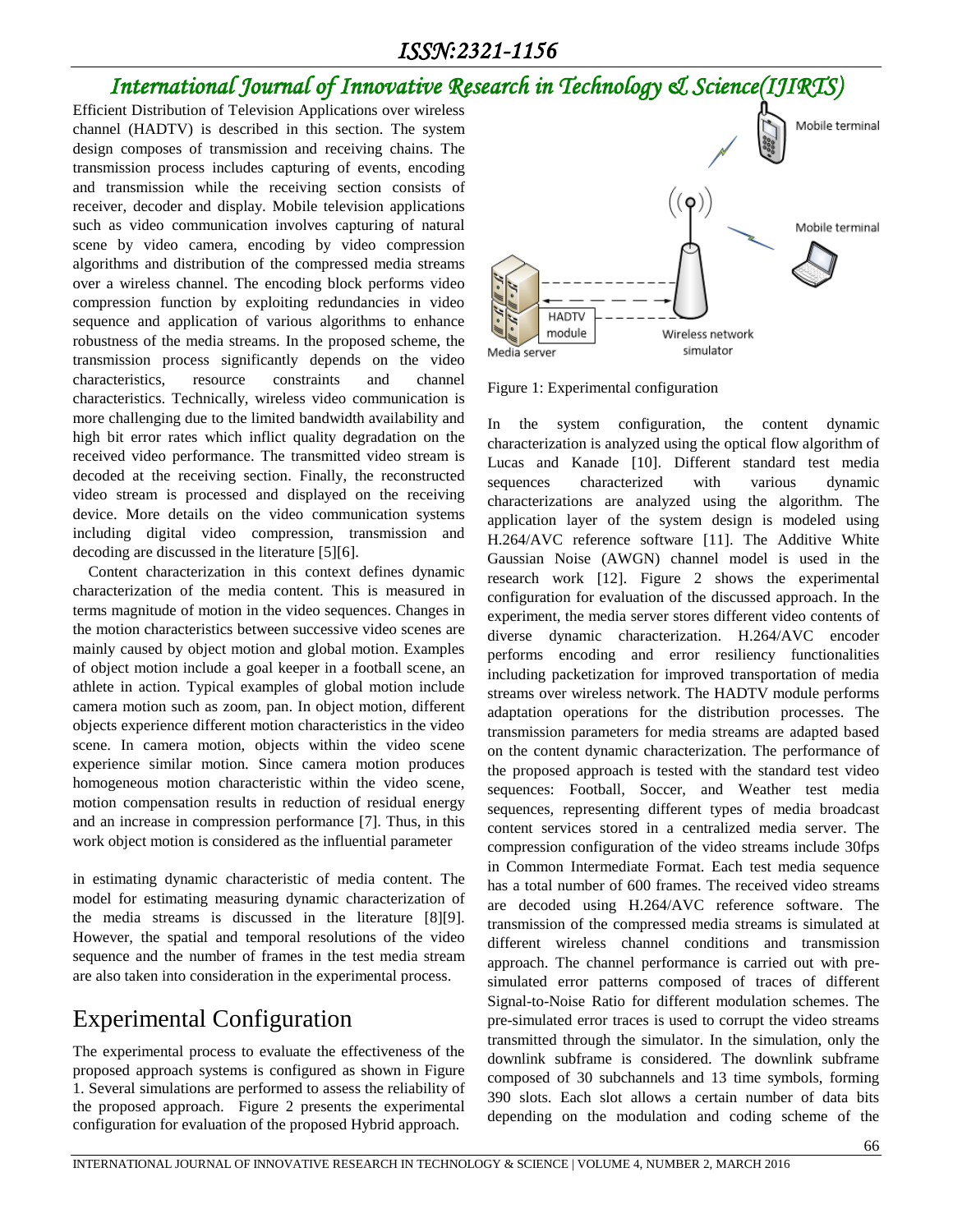Efficient Distribution of Television Applications over wireless channel (HADTV) is described in this section. The system design composes of transmission and receiving chains. The transmission process includes capturing of events, encoding and transmission while the receiving section consists of receiver, decoder and display. Mobile television applications such as video communication involves capturing of natural scene by video camera, encoding by video compression algorithms and distribution of the compressed media streams over a wireless channel. The encoding block performs video compression function by exploiting redundancies in video sequence and application of various algorithms to enhance robustness of the media streams. In the proposed scheme, the transmission process significantly depends on the video characteristics, resource constraints and channel characteristics. Technically, wireless video communication is more challenging due to the limited bandwidth availability and high bit error rates which inflict quality degradation on the received video performance. The transmitted video stream is decoded at the receiving section. Finally, the reconstructed video stream is processed and displayed on the receiving device. More details on the video communication systems including digital video compression, transmission and decoding are discussed in the literature [5][6].

Content characterization in this context defines dynamic characterization of the media content. This is measured in terms magnitude of motion in the video sequences. Changes in the motion characteristics between successive video scenes are mainly caused by object motion and global motion. Examples of object motion include a goal keeper in a football scene, an athlete in action. Typical examples of global motion include camera motion such as zoom, pan. In object motion, different objects experience different motion characteristics in the video scene. In camera motion, objects within the video scene experience similar motion. Since camera motion produces homogeneous motion characteristic within the video scene, motion compensation results in reduction of residual energy and an increase in compression performance [7]. Thus, in this work object motion is considered as the influential parameter in estimating dynamic characteristic of media content. The model for estimating measuring dynamic characterization of the media streams is discussed in the literature [8][9]. However, the spatial and temporal resolutions of the video sequence and the number of frames in the test media stream are also taken into consideration in the experimental process.

## Experimental Configuration

The experimental process to evaluate the effectiveness of the proposed approach systems is configured as shown in Figure 1. Several simulations are performed to assess the reliability of the proposed approach. Figure 2 presents the experimental configuration for evaluation of the proposed Hybrid approach.

Figure 1: Experimental configuration

In the system configuration, the content dynamic characterization is analyzed using the optical flow algorithm of Lucas and Kanade [10]. Different standard test media sequences characterized with various dynamic characterizations are analyzed using the algorithm. The application layer of the system design is modeled using H.264/AVC reference software [11]. The Additive White Gaussian Noise (AWGN) channel model is used in the research work [12]. Figure 2 shows the experimental configuration for evaluation of the discussed approach. In the experiment, the media server stores different video contents of diverse dynamic characterization. H.264/AVC encoder performs encoding and error resiliency functionalities including packetization for improved transportation of media streams over wireless network. The HADTV module performs adaptation operations for the distribution processes. The transmission parameters for media streams are adapted based on the content dynamic characterization. The performance of the proposed approach is tested with the standard test video sequences: Football, Soccer, and Weather test media sequences, representing different types of media broadcast content services stored in a centralized media server. The compression configuration of the video streams include 30fps in Common Intermediate Format. Each test media sequence has a total number of 600 frames. The received video streams are decoded using H.264/AVC reference software. The transmission of the compressed media streams is simulated at different wireless channel conditions and transmission approach. The channel performance is carried out with pre-simulated error patterns composed of traces of different Signal-to-Noise Ratio for different modulation schemes. The pre-simulated error traces is used to corrupt the video streams transmitted through the simulator. In the simulation, only the downlink subframe is considered. The downlink subframe composed of 30 subchannels and 13 time symbols, forming 390 slots. Each slot allows a certain number of data bits depending on the modulation and coding scheme of the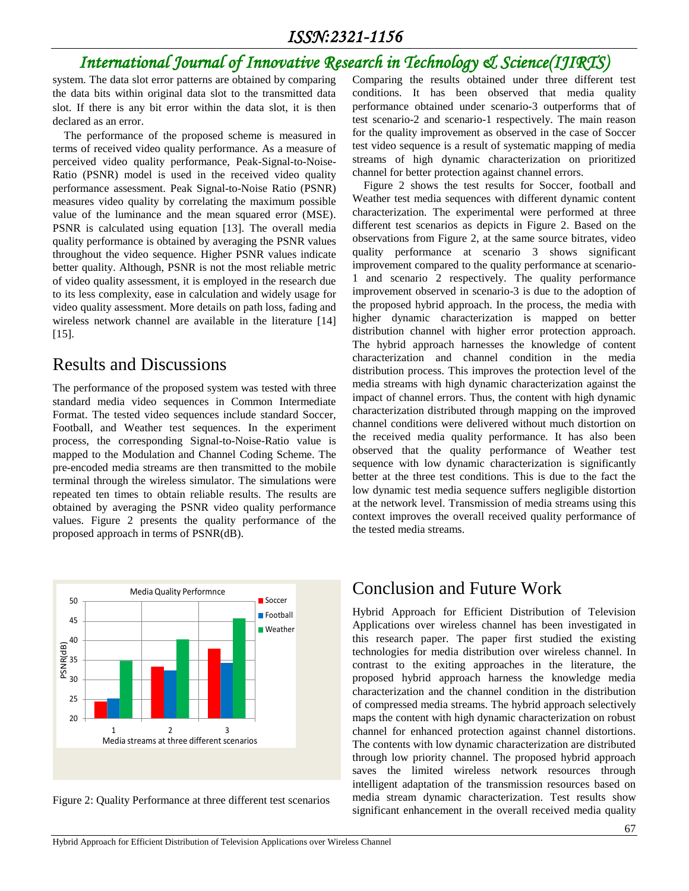system. The data slot error patterns are obtained by comparing the data bits within original data slot to the transmitted data slot. If there is any bit error within the data slot, it is then declared as an error.

The performance of the proposed scheme is measured in terms of received video quality performance. As a measure of perceived video quality performance, Peak-Signal-to-Noise-Ratio (PSNR) model is used in the received video quality performance assessment. Peak Signal-to-Noise Ratio (PSNR) measures video quality by correlating the maximum possible value of the luminance and the mean squared error (MSE). PSNR is calculated using equation [13]. The overall media quality performance is obtained by averaging the PSNR values throughout the video sequence. Higher PSNR values indicate better quality. Although, PSNR is not the most reliable metric of video quality assessment, it is employed in the research due to its less complexity, ease in calculation and widely usage for video quality assessment. More details on path loss, fading and wireless network channel are available in the literature [14] [15].

## Results and Discussions

The performance of the proposed system was tested with three standard media video sequences in Common Intermediate Format. The tested video sequences include standard Soccer, Football, and Weather test sequences. In the experiment process, the corresponding Signal-to-Noise-Ratio value is mapped to the Modulation and Channel Coding Scheme. The pre-encoded media streams are then transmitted to the mobile terminal through the wireless simulator. The simulations were repeated ten times to obtain reliable results. The results are obtained by averaging the PSNR video quality performance values. Figure 2 presents the quality performance of the proposed approach in terms of PSNR(dB).

Figure 2: Quality Performance at three different test scenarios

Comparing the results obtained under three different test conditions. It has been observed that media quality performance obtained under scenario-3 outperforms that of test scenario-2 and scenario-1 respectively. The main reason for the quality improvement as observed in the case of Soccer test video sequence is a result of systematic mapping of media streams of high dynamic characterization on prioritized channel for better protection against channel errors.

Figure 2 shows the test results for Soccer, football and Weather test media sequences with different dynamic content characterization. The experimental were performed at three different test scenarios as depicts in Figure 2. Based on the observations from Figure 2, at the same source bitrates, video quality performance at scenario 3 shows significant improvement compared to the quality performance at scenario-1 and scenario 2 respectively. The quality performance improvement observed in scenario-3 is due to the adoption of the proposed hybrid approach. In the process, the media with higher dynamic characterization is mapped on better distribution channel with higher error protection approach. The hybrid approach harnesses the knowledge of content characterization and channel condition in the media distribution process. This improves the protection level of the media streams with high dynamic characterization against the impact of channel errors. Thus, the content with high dynamic characterization distributed through mapping on the improved channel conditions were delivered without much distortion on the received media quality performance. It has also been observed that the quality performance of Weather test sequence with low dynamic characterization is significantly better at the three test conditions. This is due to the fact the low dynamic test media sequence suffers negligible distortion at the network level. Transmission of media streams using this context improves the overall received quality performance of the tested media streams.

## Conclusion and Future Work

Hybrid Approach for Efficient Distribution of Television Applications over wireless channel has been investigated in this research paper. The paper first studied the existing technologies for media distribution over wireless channel. In contrast to the exiting approaches in the literature, the proposed hybrid approach harness the knowledge media characterization and the channel condition in the distribution of compressed media streams. The hybrid approach selectively maps the content with high dynamic characterization on robust channel for enhanced protection against channel distortions. The contents with low dynamic characterization are distributed through low priority channel. The proposed hybrid approach saves the limited wireless network resources through intelligent adaptation of the transmission resources based on media stream dynamic characterization. Test results show significant enhancement in the overall received media quality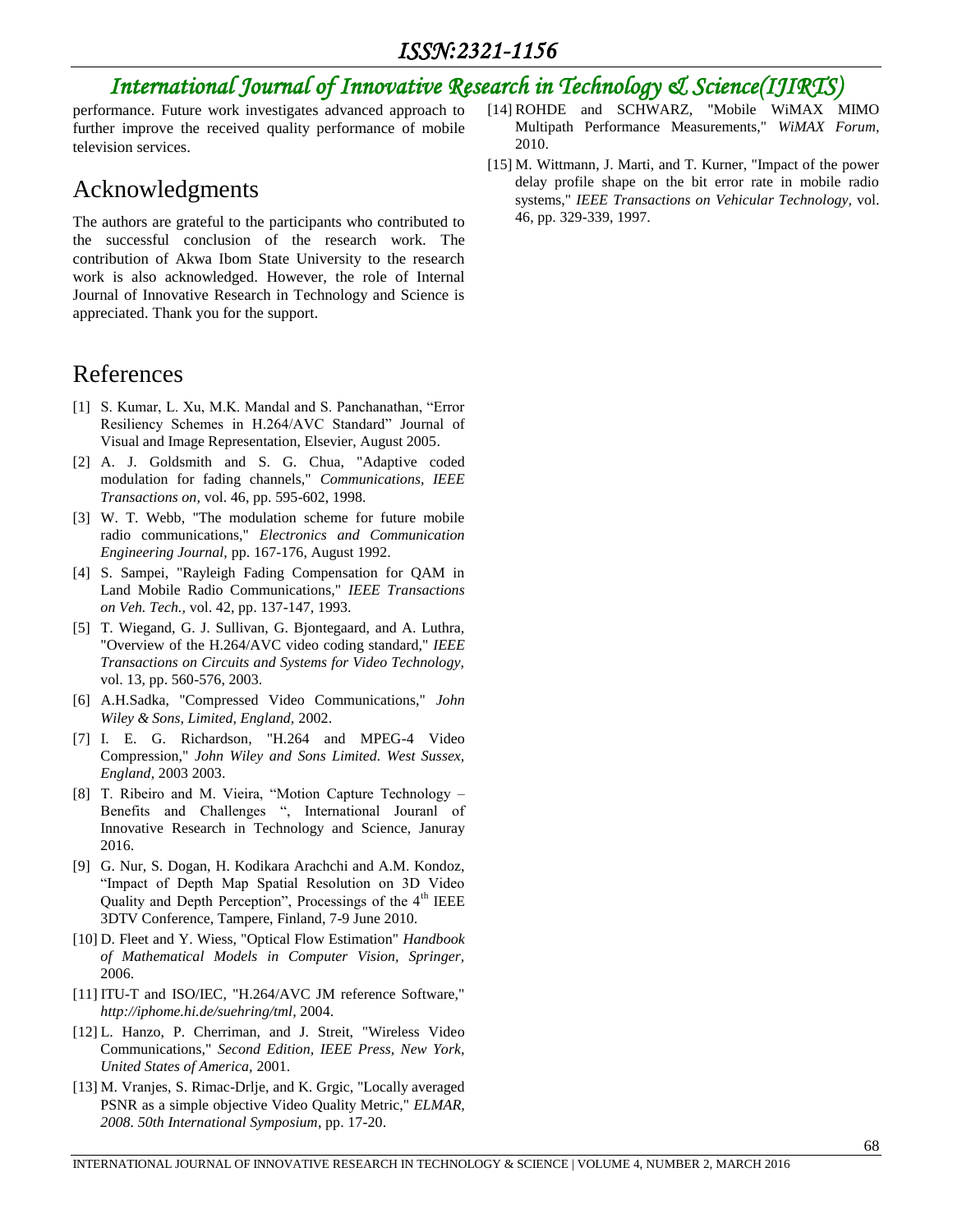performance. Future work investigates advanced approach to further improve the received quality performance of mobile television services.

## Acknowledgments

The authors are grateful to the participants who contributed to the successful conclusion of the research work. The contribution of Akwa Ibom State University to the research work is also acknowledged. However, the role of Internal Journal of Innovative Research in Technology and Science is appreciated. Thank you for the support.

## References

[1] S. Kumar, L. Xu, M.K. Mandal and S. Panchanathan, "Error Resiliency Schemes in H.264/AVC Standard" Journal of Visual and Image Representation, Elsevier, August 2005.

[2] A. J. Goldsmith and S. G. Chua, "Adaptive coded modulation for fading channels," *Communications, IEEE Transactions on,* vol. 46, pp. 595-602, 1998.

[3] W. T. Webb, "The modulation scheme for future mobile radio communications," *Electronics and Communication Engineering Journal,* pp. 167-176, August 1992.

[4] S. Sampei, "Rayleigh Fading Compensation for QAM in Land Mobile Radio Communications," *IEEE Transactions on Veh. Tech.,* vol. 42, pp. 137-147, 1993.

[5] T. Wiegand, G. J. Sullivan, G. Bjontegaard, and A. Luthra, "Overview of the H.264/AVC video coding standard," *IEEE Transactions on Circuits and Systems for Video Technology,* vol. 13, pp. 560-576, 2003.

[6] A.H.Sadka, "Compressed Video Communications," *John Wiley & Sons, Limited, England,* 2002.

[7] I. E. G. Richardson, "H.264 and MPEG-4 Video Compression," *John Wiley and Sons Limited. West Sussex, England,* 2003 2003.

[8] T. Ribeiro and M. Vieira, "Motion Capture Technology – Benefits and Challenges ", International Jouranl of Innovative Research in Technology and Science, Januray 2016.

[9] G. Nur, S. Dogan, H. Kodikara Arachchi and A.M. Kondoz, "Impact of Depth Map Spatial Resolution on 3D Video Quality and Depth Perception", Processings of the 4th IEEE 3DTV Conference, Tampere, Finland, 7-9 June 2010.

[10] D. Fleet and Y. Wiess, "Optical Flow Estimation" *Handbook of Mathematical Models in Computer Vision, Springer,* 2006.

[11] ITU-T and ISO/IEC, "H.264/AVC JM reference Software," *http://iphome.hi.de/suehring/tml,* 2004.

[12] L. Hanzo, P. Cherriman, and J. Streit, "Wireless Video Communications," *Second Edition, IEEE Press, New York, United States of America,* 2001.

[13] M. Vranjes, S. Rimac-Drlje, and K. Grgic, "Locally averaged PSNR as a simple objective Video Quality Metric," *ELMAR, 2008. 50th International Symposium*, pp. 17-20.

[14] ROHDE and SCHWARZ, "Mobile WiMAX MIMO Multipath Performance Measurements," *WiMAX Forum,* 2010.

[15] M. Wittmann, J. Marti, and T. Kurner, "Impact of the power delay profile shape on the bit error rate in mobile radio systems," *IEEE Transactions on Vehicular Technology,* vol. 46, pp. 329-339, 1997.